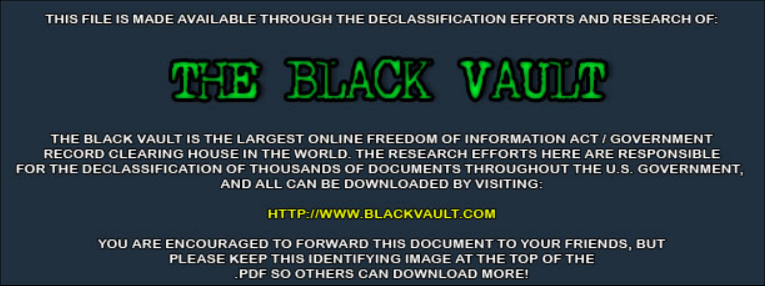THIS FILE IS MADE AVAILABLE THROUGH THE DECLASSIFICATION EFFORTS AND RESEARCH OF:

# THE BLACK VAULT

THE BLACK VAULT IS THE LARGEST ONLINE FREEDOM OF INFORMATION ACT / GOVERNMENT RECORD CLEARING HOUSE IN THE WORLD. THE RESEARCH EFFORTS HERE ARE RESPONSIBLE FOR THE DECLASSIFICATION OF THOUSANDS OF DOCUMENTS THROUGHOUT THE U.S. GOVERNMENT, AND ALL CAN BE DOWNLOADED BY VISITING:

HTTP://WWW.BLACKVAULT.COM

YOU ARE ENCOURAGED TO FORWARD THIS DOCUMENT TO YOUR FRIENDS, BUT PLEASE KEEP THIS IDENTIFYING IMAGE AT THE TOP OF THE .PDF SO OTHERS CAN DOWNLOAD MORE!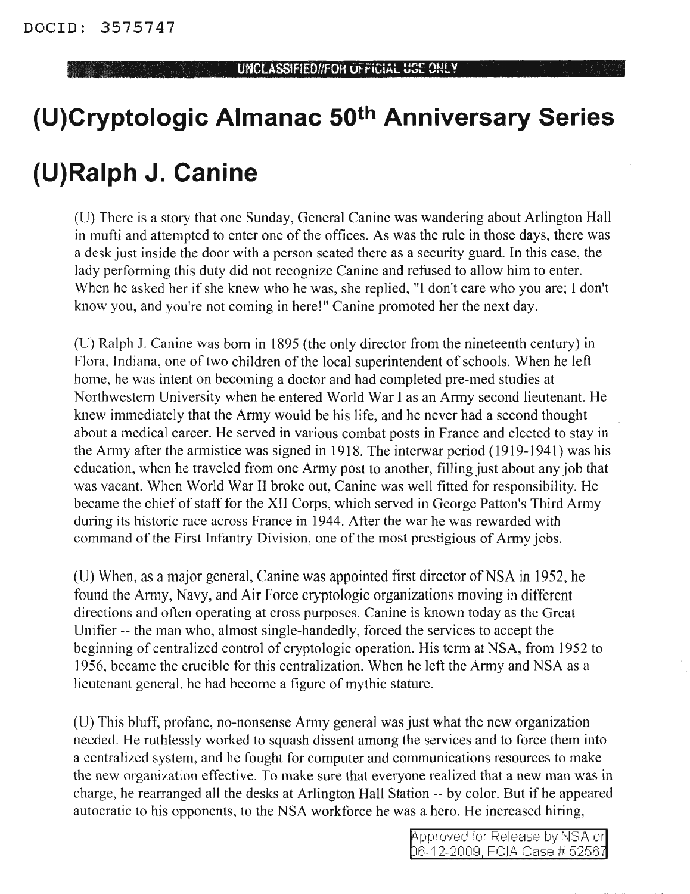DOCID: 3575747

UNCLASSIFIED//FOR OFFICIAL USE ONLY

# (U)Cryptologic Almanac 50th Anniversary Series

# (U)Ralph J. Canine

(U) There is a story that one Sunday, General Canine was wandering about Arlington Hall in mufti and attempted to enter one of the offices. As was the rule in those days, there was a desk just inside the door with a person seated there as a security guard. In this case, the lady performing this duty did not recognize Canine and refused to allow him to enter. When he asked her if she knew who he was, she replied, "I don't care who you are; I don't know you, and you're not coming in here!" Canine promoted her the next day.

(U) Ralph J. Canine was born in 1895 (the only director from the nineteenth century) in Flora, Indiana, one of two children of the local superintendent of schools. When he left home, he was intent on becoming a doctor and had completed pre-med studies at Northwestern University when he entered World War I as an Army second lieutenant. He knew immediately that the Army would be his life, and he never had a second thought about a medical career. He served in various combat posts in France and elected to stay in the Army after the armistice was signed in 1918. The interwar period (1919-1941) was his education, when he traveled from one Army post to another, filling just about any job that was vacant. When World War II broke out, Canine was well fitted for responsibility. He became the chief of staff for the XII Corps, which served in George Patton's Third Army during its historic race across France in 1944. After the war he was rewarded with command of the First Infantry Division, one of the most prestigious of Army jobs.

(U) When, as a major general, Canine was appointed first director of NSA in 1952, he found the Army, Navy, and Air Force cryptologic organizations moving in different directions and often operating at cross purposes. Canine is known today as the Great Unifier -- the man who, almost single-handedly, forced the services to accept the beginning of centralized control of cryptologic operation. His term at NSA, from 1952 to 1956, became the crucible for this centralization. When he left the Army and NSA as a lieutenant general, he had become a figure of mythic stature.

(U) This bluff, profane, no-nonsense Army general was just what the new organization needed. He ruthlessly worked to squash dissent among the services and to force them into a centralized system, and he fought for computer and communications resources to make the new organization effective. To make sure that everyone realized that a new man was in charge, he rearranged all the desks at Arlington Hall Station -- by color. But if he appeared autocratic to his opponents, to the NSA workforce he was a hero. He increased hiring,

Approved for Release by NSA on 06-12-2009, FOIA Case # 52567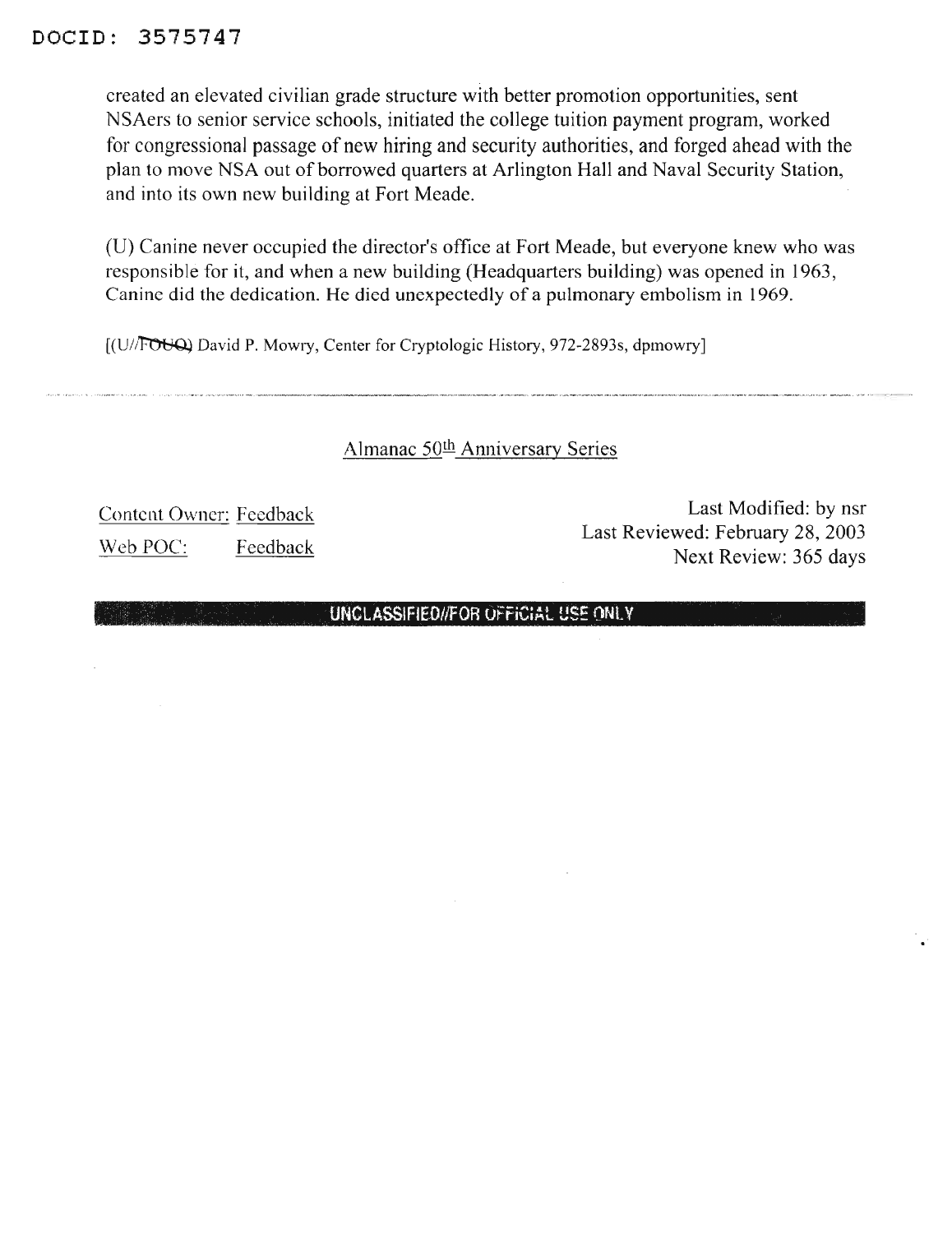created an elevated civilian grade structure with better promotion opportunities, sent NSAers to senior service schools, initiated the college tuition payment program, worked for congressional passage of new hiring and security authorities, and forged ahead with the plan to move NSA out of borrowed quarters at Arlington Hall and Naval Security Station, and into its own new building at Fort Meade.

(U) Canine never occupied the director's office at Fort Meade, but everyone knew who was responsible for it, and when a new building (Headquarters building) was opened in 1963, Canine did the dedication. He died unexpectedly of a pulmonary embolism in 1969.

[(U//~~FOUO~~) David P. Mowry, Center for Cryptologic History, 972-2893s, dpmowry]

---

Almanac 50th Anniversary Series

Content Owner: Feedback
Web POC: Feedback

Last Modified: by nsr
Last Reviewed: February 28, 2003
Next Review: 365 days

UNCLASSIFIED//FOR OFFICIAL USE ONLY